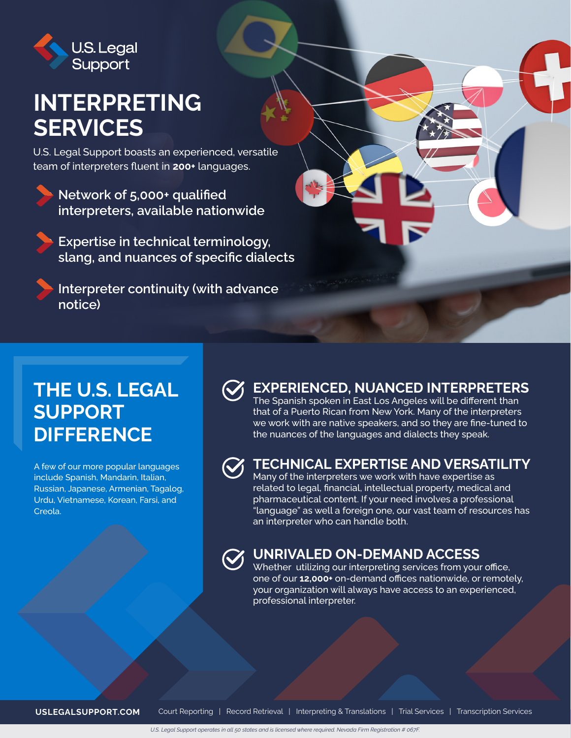U.S. Legal Support

# INTERPRETING SERVICES

U.S. Legal Support boasts an experienced, versatile team of interpreters fluent in **200+** languages.

- Network of 5,000+ qualified interpreters, available nationwide
- Expertise in technical terminology, slang, and nuances of specific dialects
- Interpreter continuity (with advance notice)

## THE U.S. LEGAL SUPPORT DIFFERENCE

A few of our more popular languages include Spanish, Mandarin, Italian, Russian, Japanese, Armenian, Tagalog, Urdu, Vietnamese, Korean, Farsi, and Creola.

### EXPERIENCED, NUANCED INTERPRETERS

The Spanish spoken in East Los Angeles will be different than that of a Puerto Rican from New York. Many of the interpreters we work with are native speakers, and so they are fine-tuned to the nuances of the languages and dialects they speak.

### TECHNICAL EXPERTISE AND VERSATILITY

Many of the interpreters we work with have expertise as related to legal, financial, intellectual property, medical and pharmaceutical content. If your need involves a professional "language" as well a foreign one, our vast team of resources has an interpreter who can handle both.

### UNRIVALED ON-DEMAND ACCESS

Whether utilizing our interpreting services from your office, one of our **12,000+** on-demand offices nationwide, or remotely, your organization will always have access to an experienced, professional interpreter.

**USLEGALSUPPORT.COM** Court Reporting | Record Retrieval | Interpreting & Translations | Trial Services | Transcription Services

*U.S. Legal Support operates in all 50 states and is licensed where required. Nevada Firm Registration # 067F.*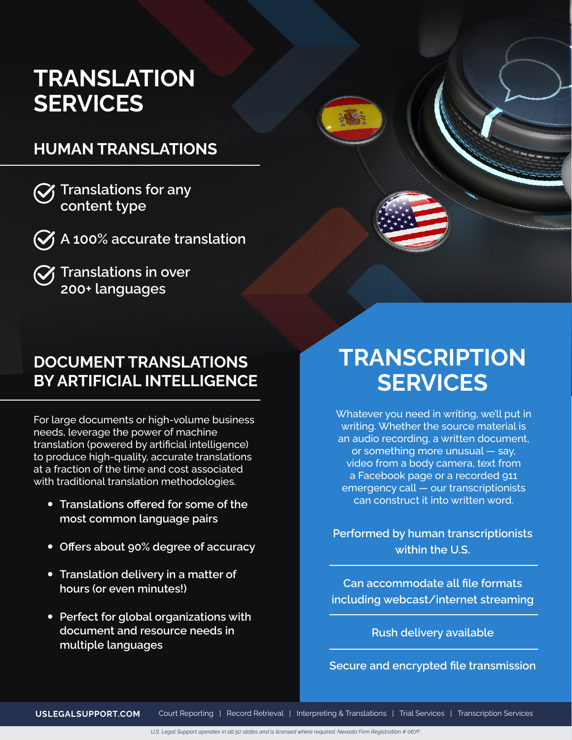# TRANSLATION SERVICES

## HUMAN TRANSLATIONS

- Translations for any content type
- A 100% accurate translation
- Translations in over 200+ languages

## DOCUMENT TRANSLATIONS BY ARTIFICIAL INTELLIGENCE

For large documents or high-volume business needs, leverage the power of machine translation (powered by artificial intelligence) to produce high-quality, accurate translations at a fraction of the time and cost associated with traditional translation methodologies.

- Translations offered for some of the most common language pairs
- Offers about 90% degree of accuracy
- Translation delivery in a matter of hours (or even minutes!)
- Perfect for global organizations with document and resource needs in multiple languages

# TRANSCRIPTION SERVICES

Whatever you need in writing, we'll put in writing. Whether the source material is an audio recording, a written document, or something more unusual — say, video from a body camera, text from a Facebook page or a recorded 911 emergency call — our transcriptionists can construct it into written word.

Performed by human transcriptionists within the U.S.

Can accommodate all file formats including webcast/internet streaming

Rush delivery available

Secure and encrypted file transmission

**USLEGALSUPPORT.COM** Court Reporting | Record Retrieval | Interpreting & Translations | Trial Services | Transcription Services

*U.S. Legal Support operates in all 50 states and is licensed where required. Nevada Firm Registration # 067F.*